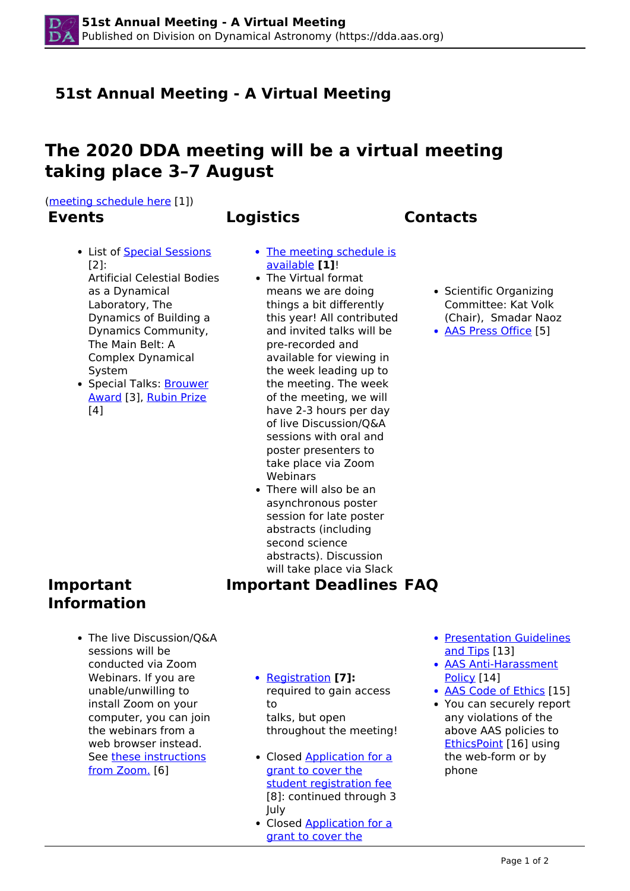# 51st Annual Meeting - A Virtual Meeting

# The 2020 DDA meeting will be a virtual meeting taking place 3–7 August

(meeting schedule here [1])

## Events

- List of Special Sessions [2]:
  Artificial Celestial Bodies as a Dynamical Laboratory, The Dynamics of Building a Dynamics Community, The Main Belt: A Complex Dynamical System
- Special Talks: Brouwer Award [3], Rubin Prize [4]

## Logistics

- The meeting schedule is available **[1]**!
- The Virtual format means we are doing things a bit differently this year! All contributed and invited talks will be pre-recorded and available for viewing in the week leading up to the meeting. The week of the meeting, we will have 2-3 hours per day of live Discussion/Q&A sessions with oral and poster presenters to take place via Zoom Webinars
- There will also be an asynchronous poster session for late poster abstracts (including second science abstracts). Discussion will take place via Slack

## Contacts

- Scientific Organizing Committee: Kat Volk (Chair), Smadar Naoz
- AAS Press Office [5]

## Important Information

- The live Discussion/Q&A sessions will be conducted via Zoom Webinars. If you are unable/unwilling to install Zoom on your computer, you can join the webinars from a web browser instead. See these instructions from Zoom. [6]

## Important Deadlines

- Registration **[7]:** required to gain access to talks, but open throughout the meeting!
- Closed Application for a grant to cover the student registration fee [8]: continued through 3 July
- Closed Application for a grant to cover the

## FAQ

- Presentation Guidelines and Tips [13]
- AAS Anti-Harassment Policy [14]
- AAS Code of Ethics [15]
- You can securely report any violations of the above AAS policies to EthicsPoint [16] using the web-form or by phone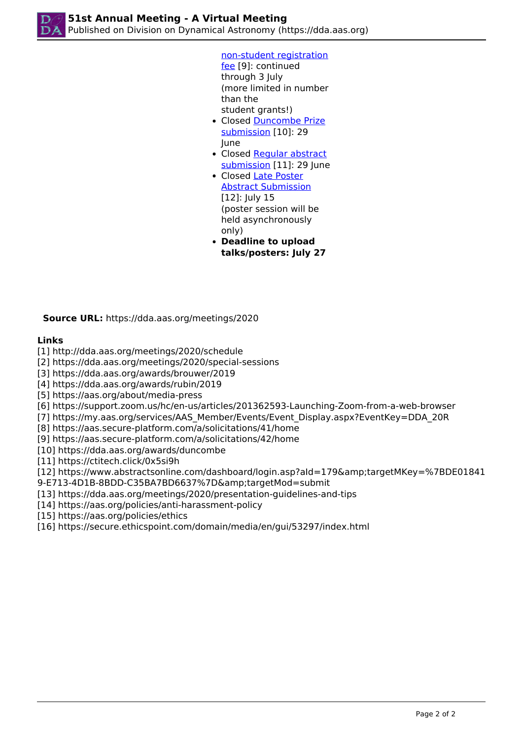non-student registration fee [9]: continued through 3 July (more limited in number than the student grants!)
- Closed Duncombe Prize submission [10]: 29 June
- Closed Regular abstract submission [11]: 29 June
- Closed Late Poster Abstract Submission [12]: July 15 (poster session will be held asynchronously only)
- **Deadline to upload talks/posters: July 27**

**Source URL:** https://dda.aas.org/meetings/2020

**Links**
[1] http://dda.aas.org/meetings/2020/schedule
[2] https://dda.aas.org/meetings/2020/special-sessions
[3] https://dda.aas.org/awards/brouwer/2019
[4] https://dda.aas.org/awards/rubin/2019
[5] https://aas.org/about/media-press
[6] https://support.zoom.us/hc/en-us/articles/201362593-Launching-Zoom-from-a-web-browser
[7] https://my.aas.org/services/AAS_Member/Events/Event_Display.aspx?EventKey=DDA_20R
[8] https://aas.secure-platform.com/a/solicitations/41/home
[9] https://aas.secure-platform.com/a/solicitations/42/home
[10] https://dda.aas.org/awards/duncombe
[11] https://ctitech.click/0x5si9h
[12] https://www.abstractsonline.com/dashboard/login.asp?aId=179&amp;targetMKey=%7BDE018419-E713-4D1B-8BDD-C35BA7BD6637%7D&amp;targetMod=submit
[13] https://dda.aas.org/meetings/2020/presentation-guidelines-and-tips
[14] https://aas.org/policies/anti-harassment-policy
[15] https://aas.org/policies/ethics
[16] https://secure.ethicspoint.com/domain/media/en/gui/53297/index.html